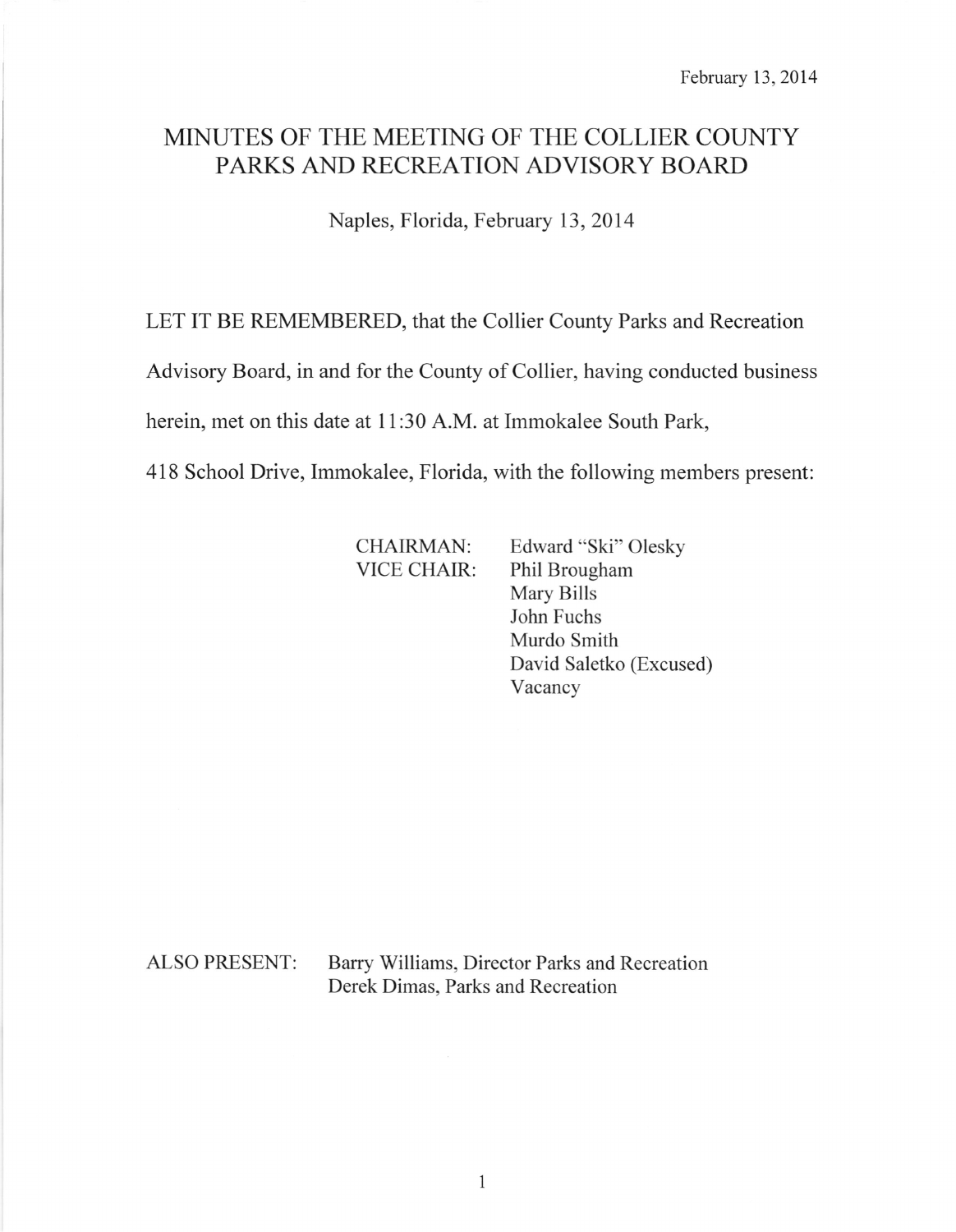February 13, 2014

# MINUTES OF THE MEETING OF THE COLLIER COUNTY PARKS AND RECREATION ADVISORY BOARD

Naples, Florida, February 13, 2014

LET IT BE REMEMBERED, that the Collier County Parks and Recreation Advisory Board, in and for the County of Collier, having conducted business herein, met on this date at 11:30 A.M. at Immokalee South Park, 418 School Drive, Immokalee, Florida, with the following members present:

| | |
|---|---|
| CHAIRMAN: | Edward "Ski" Olesky |
| VICE CHAIR: | Phil Brougham |
| | Mary Bills |
| | John Fuchs |
| | Murdo Smith |
| | David Saletko (Excused) |
| | Vacancy |

ALSO PRESENT: Barry Williams, Director Parks and Recreation
Derek Dimas, Parks and Recreation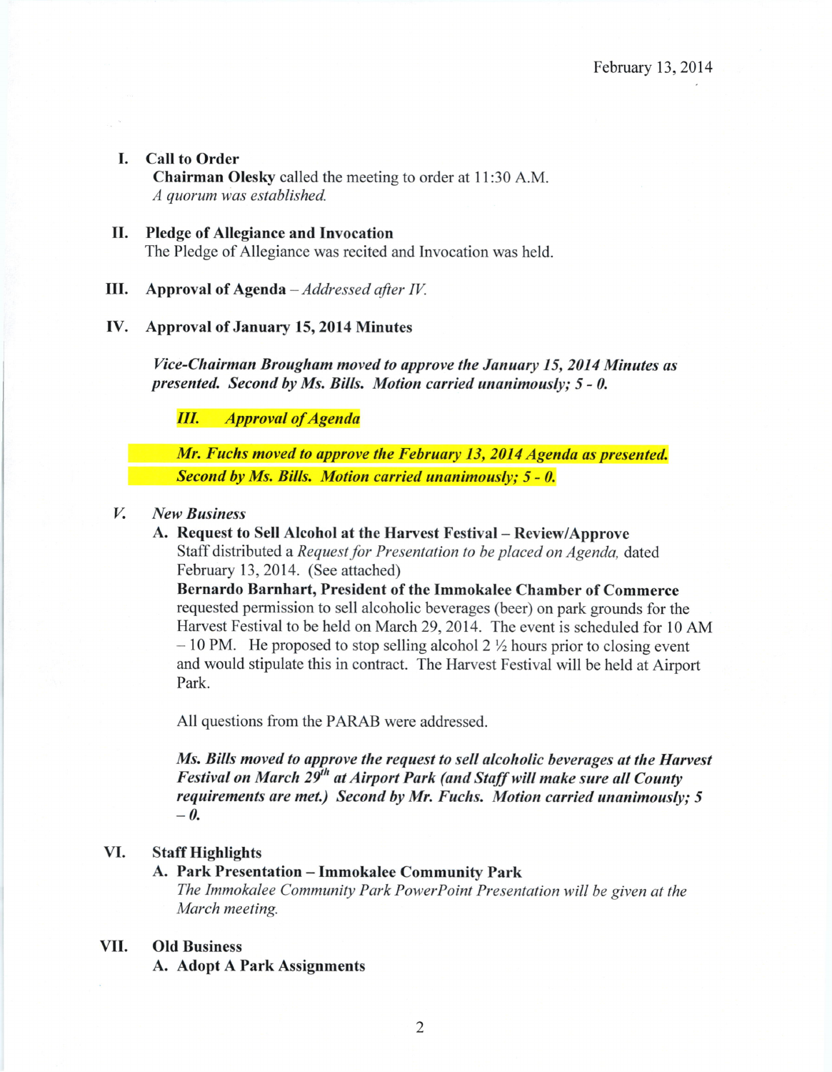February 13, 2014

**I. Call to Order**

**Chairman Olesky** called the meeting to order at 11:30 A.M.
*A quorum was established.*

**II. Pledge of Allegiance and Invocation**

The Pledge of Allegiance was recited and Invocation was held.

**III. Approval of Agenda** – *Addressed after IV.*

**IV. Approval of January 15, 2014 Minutes**

***Vice-Chairman Brougham moved to approve the January 15, 2014 Minutes as presented. Second by Ms. Bills. Motion carried unanimously; 5 - 0.***

***III. Approval of Agenda***

***Mr. Fuchs moved to approve the February 13, 2014 Agenda as presented. Second by Ms. Bills. Motion carried unanimously; 5 - 0.***

***V. New Business***

**A. Request to Sell Alcohol at the Harvest Festival – Review/Approve**

Staff distributed a *Request for Presentation to be placed on Agenda,* dated February 13, 2014. (See attached)

**Bernardo Barnhart, President of the Immokalee Chamber of Commerce** requested permission to sell alcoholic beverages (beer) on park grounds for the Harvest Festival to be held on March 29, 2014. The event is scheduled for 10 AM – 10 PM. He proposed to stop selling alcohol 2 ½ hours prior to closing event and would stipulate this in contract. The Harvest Festival will be held at Airport Park.

All questions from the PARAB were addressed.

***Ms. Bills moved to approve the request to sell alcoholic beverages at the Harvest Festival on March 29th at Airport Park (and Staff will make sure all County requirements are met.) Second by Mr. Fuchs. Motion carried unanimously; 5 – 0.***

**VI. Staff Highlights**

**A. Park Presentation – Immokalee Community Park**

*The Immokalee Community Park PowerPoint Presentation will be given at the March meeting.*

**VII. Old Business**

**A. Adopt A Park Assignments**